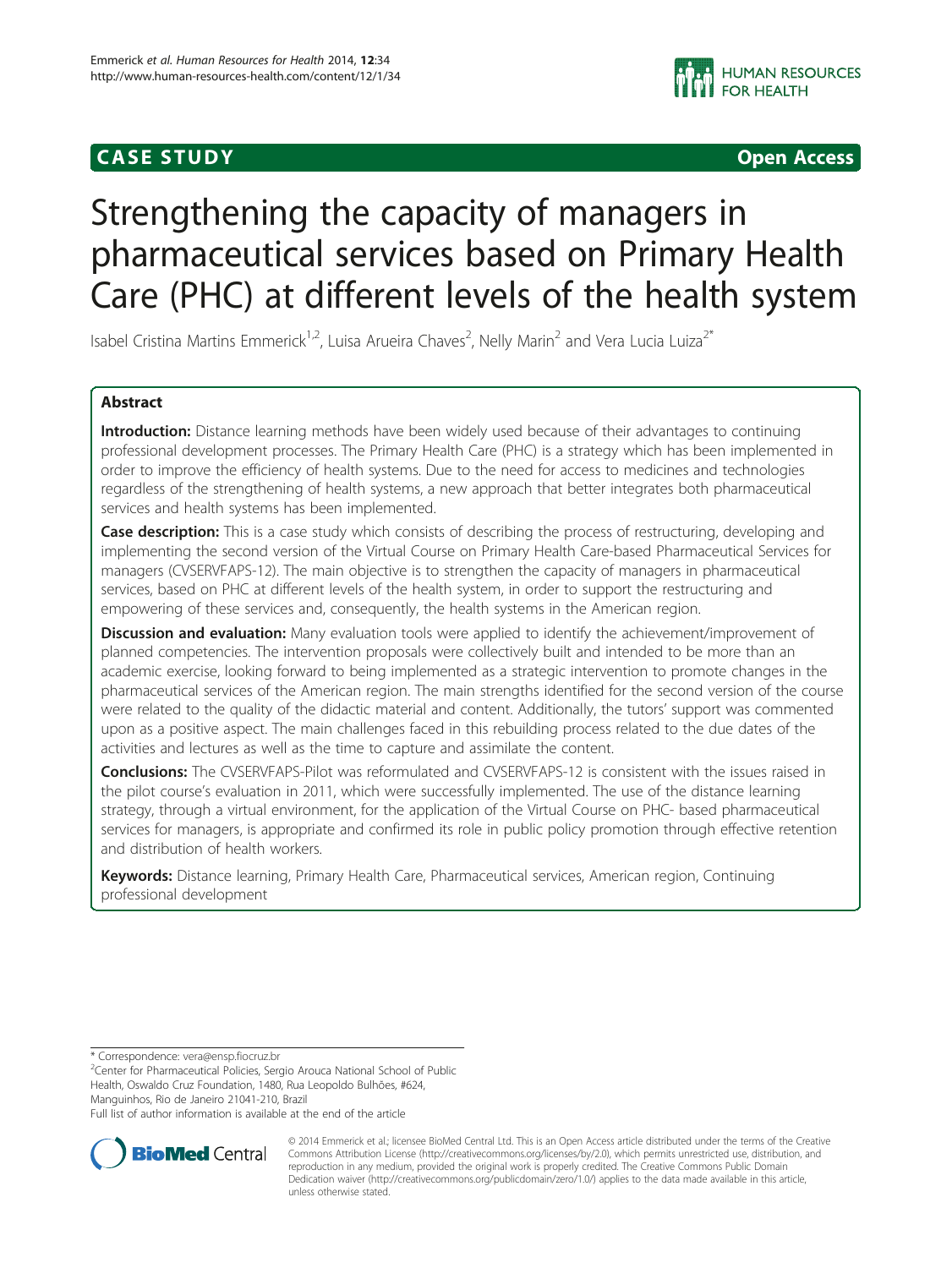CASE STUDY Open Access

# Strengthening the capacity of managers in pharmaceutical services based on Primary Health Care (PHC) at different levels of the health system

Isabel Cristina Martins Emmerick[1,2], Luisa Arueira Chaves[2], Nelly Marin[2] and Vera Lucia Luiza[2*]

## Abstract

**Introduction:** Distance learning methods have been widely used because of their advantages to continuing professional development processes. The Primary Health Care (PHC) is a strategy which has been implemented in order to improve the efficiency of health systems. Due to the need for access to medicines and technologies regardless of the strengthening of health systems, a new approach that better integrates both pharmaceutical services and health systems has been implemented.

**Case description:** This is a case study which consists of describing the process of restructuring, developing and implementing the second version of the Virtual Course on Primary Health Care-based Pharmaceutical Services for managers (CVSERVFAPS-12). The main objective is to strengthen the capacity of managers in pharmaceutical services, based on PHC at different levels of the health system, in order to support the restructuring and empowering of these services and, consequently, the health systems in the American region.

**Discussion and evaluation:** Many evaluation tools were applied to identify the achievement/improvement of planned competencies. The intervention proposals were collectively built and intended to be more than an academic exercise, looking forward to being implemented as a strategic intervention to promote changes in the pharmaceutical services of the American region. The main strengths identified for the second version of the course were related to the quality of the didactic material and content. Additionally, the tutors' support was commented upon as a positive aspect. The main challenges faced in this rebuilding process related to the due dates of the activities and lectures as well as the time to capture and assimilate the content.

**Conclusions:** The CVSERVFAPS-Pilot was reformulated and CVSERVFAPS-12 is consistent with the issues raised in the pilot course's evaluation in 2011, which were successfully implemented. The use of the distance learning strategy, through a virtual environment, for the application of the Virtual Course on PHC- based pharmaceutical services for managers, is appropriate and confirmed its role in public policy promotion through effective retention and distribution of health workers.

**Keywords:** Distance learning, Primary Health Care, Pharmaceutical services, American region, Continuing professional development

* Correspondence: vera@ensp.fiocruz.br
[2]Center for Pharmaceutical Policies, Sergio Arouca National School of Public Health, Oswaldo Cruz Foundation, 1480, Rua Leopoldo Bulhões, #624, Manguinhos, Rio de Janeiro 21041-210, Brazil
Full list of author information is available at the end of the article

© 2014 Emmerick et al.; licensee BioMed Central Ltd. This is an Open Access article distributed under the terms of the Creative Commons Attribution License (http://creativecommons.org/licenses/by/2.0), which permits unrestricted use, distribution, and reproduction in any medium, provided the original work is properly credited. The Creative Commons Public Domain Dedication waiver (http://creativecommons.org/publicdomain/zero/1.0/) applies to the data made available in this article, unless otherwise stated.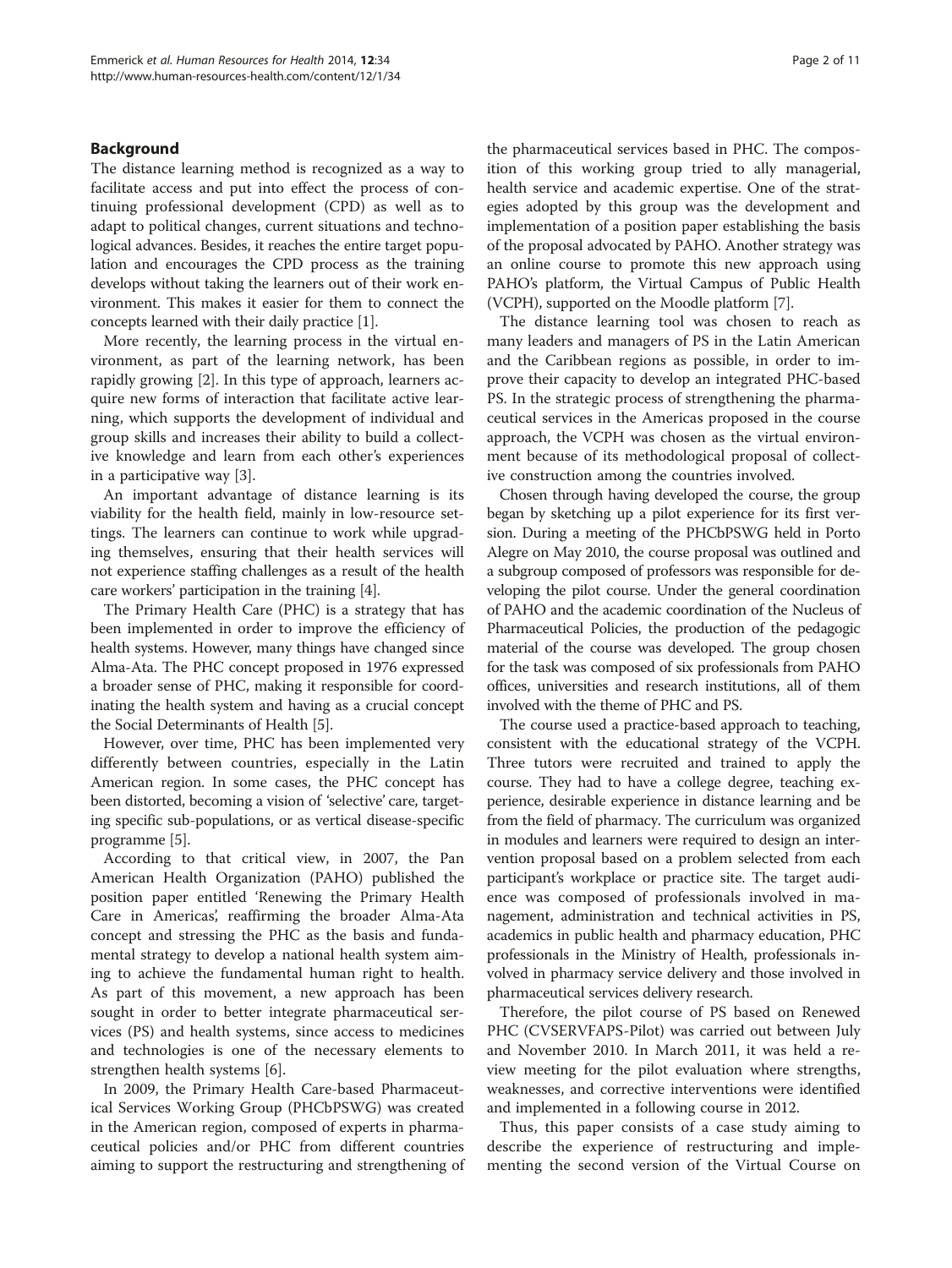## Background

The distance learning method is recognized as a way to facilitate access and put into effect the process of continuing professional development (CPD) as well as to adapt to political changes, current situations and technological advances. Besides, it reaches the entire target population and encourages the CPD process as the training develops without taking the learners out of their work environment. This makes it easier for them to connect the concepts learned with their daily practice [1].

More recently, the learning process in the virtual environment, as part of the learning network, has been rapidly growing [2]. In this type of approach, learners acquire new forms of interaction that facilitate active learning, which supports the development of individual and group skills and increases their ability to build a collective knowledge and learn from each other's experiences in a participative way [3].

An important advantage of distance learning is its viability for the health field, mainly in low-resource settings. The learners can continue to work while upgrading themselves, ensuring that their health services will not experience staffing challenges as a result of the health care workers' participation in the training [4].

The Primary Health Care (PHC) is a strategy that has been implemented in order to improve the efficiency of health systems. However, many things have changed since Alma-Ata. The PHC concept proposed in 1976 expressed a broader sense of PHC, making it responsible for coordinating the health system and having as a crucial concept the Social Determinants of Health [5].

However, over time, PHC has been implemented very differently between countries, especially in the Latin American region. In some cases, the PHC concept has been distorted, becoming a vision of 'selective' care, targeting specific sub-populations, or as vertical disease-specific programme [5].

According to that critical view, in 2007, the Pan American Health Organization (PAHO) published the position paper entitled 'Renewing the Primary Health Care in Americas', reaffirming the broader Alma-Ata concept and stressing the PHC as the basis and fundamental strategy to develop a national health system aiming to achieve the fundamental human right to health. As part of this movement, a new approach has been sought in order to better integrate pharmaceutical services (PS) and health systems, since access to medicines and technologies is one of the necessary elements to strengthen health systems [6].

In 2009, the Primary Health Care-based Pharmaceutical Services Working Group (PHCbPSWG) was created in the American region, composed of experts in pharmaceutical policies and/or PHC from different countries aiming to support the restructuring and strengthening of the pharmaceutical services based in PHC. The composition of this working group tried to ally managerial, health service and academic expertise. One of the strategies adopted by this group was the development and implementation of a position paper establishing the basis of the proposal advocated by PAHO. Another strategy was an online course to promote this new approach using PAHO's platform, the Virtual Campus of Public Health (VCPH), supported on the Moodle platform [7].

The distance learning tool was chosen to reach as many leaders and managers of PS in the Latin American and the Caribbean regions as possible, in order to improve their capacity to develop an integrated PHC-based PS. In the strategic process of strengthening the pharmaceutical services in the Americas proposed in the course approach, the VCPH was chosen as the virtual environment because of its methodological proposal of collective construction among the countries involved.

Chosen through having developed the course, the group began by sketching up a pilot experience for its first version. During a meeting of the PHCbPSWG held in Porto Alegre on May 2010, the course proposal was outlined and a subgroup composed of professors was responsible for developing the pilot course. Under the general coordination of PAHO and the academic coordination of the Nucleus of Pharmaceutical Policies, the production of the pedagogic material of the course was developed. The group chosen for the task was composed of six professionals from PAHO offices, universities and research institutions, all of them involved with the theme of PHC and PS.

The course used a practice-based approach to teaching, consistent with the educational strategy of the VCPH. Three tutors were recruited and trained to apply the course. They had to have a college degree, teaching experience, desirable experience in distance learning and be from the field of pharmacy. The curriculum was organized in modules and learners were required to design an intervention proposal based on a problem selected from each participant's workplace or practice site. The target audience was composed of professionals involved in management, administration and technical activities in PS, academics in public health and pharmacy education, PHC professionals in the Ministry of Health, professionals involved in pharmacy service delivery and those involved in pharmaceutical services delivery research.

Therefore, the pilot course of PS based on Renewed PHC (CVSERVFAPS-Pilot) was carried out between July and November 2010. In March 2011, it was held a review meeting for the pilot evaluation where strengths, weaknesses, and corrective interventions were identified and implemented in a following course in 2012.

Thus, this paper consists of a case study aiming to describe the experience of restructuring and implementing the second version of the Virtual Course on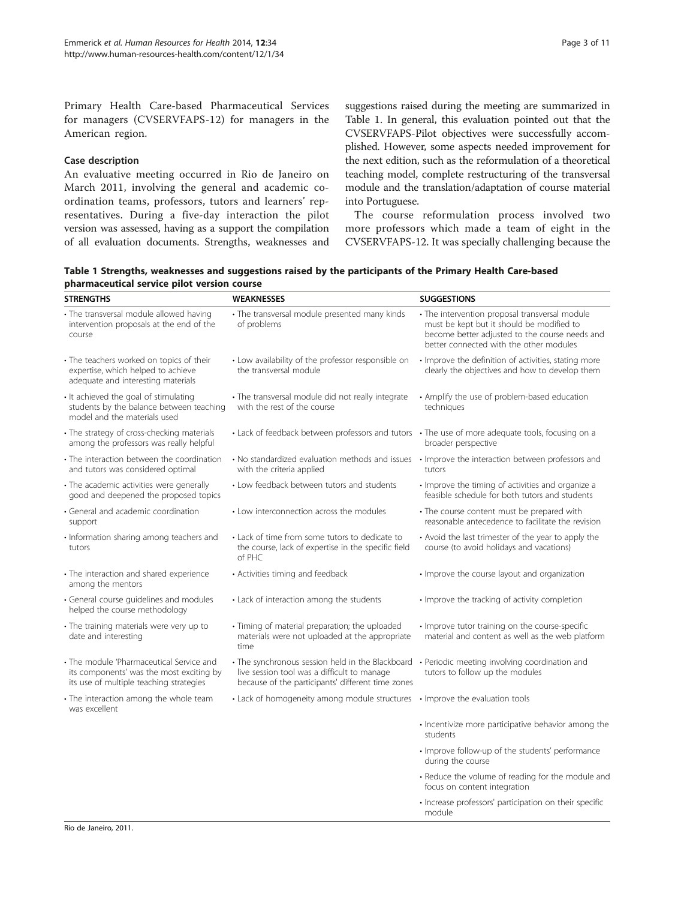Primary Health Care-based Pharmaceutical Services for managers (CVSERVFAPS-12) for managers in the American region.

### Case description

An evaluative meeting occurred in Rio de Janeiro on March 2011, involving the general and academic coordination teams, professors, tutors and learners' representatives. During a five-day interaction the pilot version was assessed, having as a support the compilation of all evaluation documents. Strengths, weaknesses and suggestions raised during the meeting are summarized in Table 1. In general, this evaluation pointed out that the CVSERVFAPS-Pilot objectives were successfully accomplished. However, some aspects needed improvement for the next edition, such as the reformulation of a theoretical teaching model, complete restructuring of the transversal module and the translation/adaptation of course material into Portuguese.

The course reformulation process involved two more professors which made a team of eight in the CVSERVFAPS-12. It was specially challenging because the

**Table 1 Strengths, weaknesses and suggestions raised by the participants of the Primary Health Care-based pharmaceutical service pilot version course**

| STRENGTHS | WEAKNESSES | SUGGESTIONS |
|---|---|---|
| • The transversal module allowed having intervention proposals at the end of the course | • The transversal module presented many kinds of problems | • The intervention proposal transversal module must be kept but it should be modified to become better adjusted to the course needs and better connected with the other modules |
| • The teachers worked on topics of their expertise, which helped to achieve adequate and interesting materials | • Low availability of the professor responsible on the transversal module | • Improve the definition of activities, stating more clearly the objectives and how to develop them |
| • It achieved the goal of stimulating students by the balance between teaching model and the materials used | • The transversal module did not really integrate with the rest of the course | • Amplify the use of problem-based education techniques |
| • The strategy of cross-checking materials among the professors was really helpful | • Lack of feedback between professors and tutors | • The use of more adequate tools, focusing on a broader perspective |
| • The interaction between the coordination and tutors was considered optimal | • No standardized evaluation methods and issues with the criteria applied | • Improve the interaction between professors and tutors |
| • The academic activities were generally good and deepened the proposed topics | • Low feedback between tutors and students | • Improve the timing of activities and organize a feasible schedule for both tutors and students |
| • General and academic coordination support | • Low interconnection across the modules | • The course content must be prepared with reasonable antecedence to facilitate the revision |
| • Information sharing among teachers and tutors | • Lack of time from some tutors to dedicate to the course, lack of expertise in the specific field of PHC | • Avoid the last trimester of the year to apply the course (to avoid holidays and vacations) |
| • The interaction and shared experience among the mentors | • Activities timing and feedback | • Improve the course layout and organization |
| • General course guidelines and modules helped the course methodology | • Lack of interaction among the students | • Improve the tracking of activity completion |
| • The training materials were very up to date and interesting | • Timing of material preparation; the uploaded materials were not uploaded at the appropriate time | • Improve tutor training on the course-specific material and content as well as the web platform |
| • The module 'Pharmaceutical Service and its components' was the most exciting by its use of multiple teaching strategies | • The synchronous session held in the Blackboard live session tool was a difficult to manage because of the participants' different time zones | • Periodic meeting involving coordination and tutors to follow up the modules |
| • The interaction among the whole team was excellent | • Lack of homogeneity among module structures | • Improve the evaluation tools |
| | | • Incentivize more participative behavior among the students |
| | | • Improve follow-up of the students' performance during the course |
| | | • Reduce the volume of reading for the module and focus on content integration |
| | | • Increase professors' participation on their specific module |

Rio de Janeiro, 2011.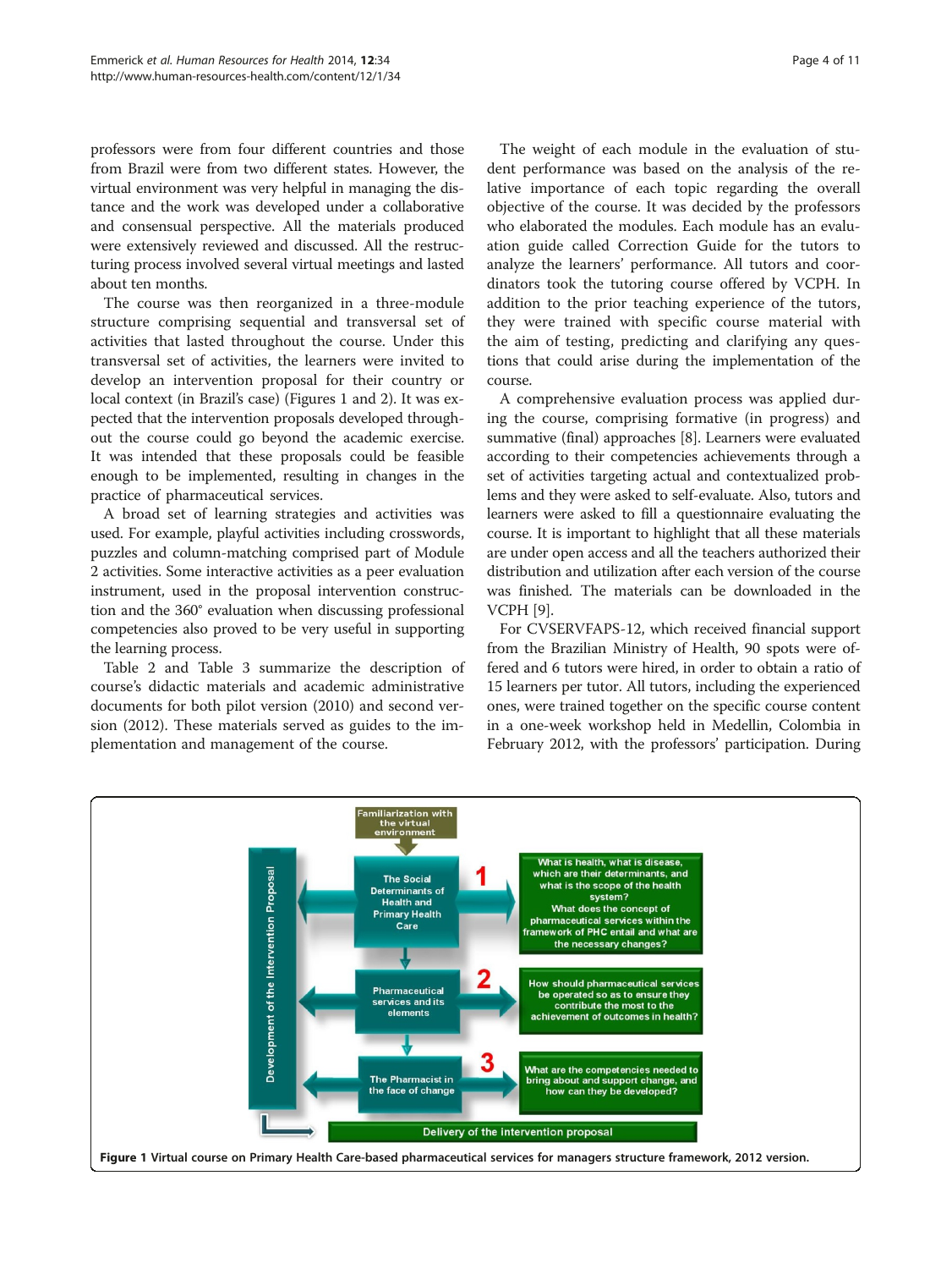professors were from four different countries and those from Brazil were from two different states. However, the virtual environment was very helpful in managing the distance and the work was developed under a collaborative and consensual perspective. All the materials produced were extensively reviewed and discussed. All the restructuring process involved several virtual meetings and lasted about ten months.

The course was then reorganized in a three-module structure comprising sequential and transversal set of activities that lasted throughout the course. Under this transversal set of activities, the learners were invited to develop an intervention proposal for their country or local context (in Brazil's case) (Figures 1 and 2). It was expected that the intervention proposals developed throughout the course could go beyond the academic exercise. It was intended that these proposals could be feasible enough to be implemented, resulting in changes in the practice of pharmaceutical services.

A broad set of learning strategies and activities was used. For example, playful activities including crosswords, puzzles and column-matching comprised part of Module 2 activities. Some interactive activities as a peer evaluation instrument, used in the proposal intervention construction and the 360° evaluation when discussing professional competencies also proved to be very useful in supporting the learning process.

Table 2 and Table 3 summarize the description of course's didactic materials and academic administrative documents for both pilot version (2010) and second version (2012). These materials served as guides to the implementation and management of the course.

The weight of each module in the evaluation of student performance was based on the analysis of the relative importance of each topic regarding the overall objective of the course. It was decided by the professors who elaborated the modules. Each module has an evaluation guide called Correction Guide for the tutors to analyze the learners' performance. All tutors and coordinators took the tutoring course offered by VCPH. In addition to the prior teaching experience of the tutors, they were trained with specific course material with the aim of testing, predicting and clarifying any questions that could arise during the implementation of the course.

A comprehensive evaluation process was applied during the course, comprising formative (in progress) and summative (final) approaches [8]. Learners were evaluated according to their competencies achievements through a set of activities targeting actual and contextualized problems and they were asked to self-evaluate. Also, tutors and learners were asked to fill a questionnaire evaluating the course. It is important to highlight that all these materials are under open access and all the teachers authorized their distribution and utilization after each version of the course was finished. The materials can be downloaded in the VCPH [9].

For CVSERVFAPS-12, which received financial support from the Brazilian Ministry of Health, 90 spots were offered and 6 tutors were hired, in order to obtain a ratio of 15 learners per tutor. All tutors, including the experienced ones, were trained together on the specific course content in a one-week workshop held in Medellin, Colombia in February 2012, with the professors' participation. During

Familiarization with the virtual environment

Development of the Intervention Proposal

1 — The Social Determinants of Health and Primary Health Care — What is health, what is disease, which are their determinants, and what is the scope of the health system? What does the concept of pharmaceutical services within the framework of PHC entail and what are the necessary changes?

2 — Pharmaceutical services and its elements — How should pharmaceutical services be operated so as to ensure they contribute the most to the achievement of outcomes in health?

3 — The Pharmacist in the face of change — What are the competencies needed to bring about and support change, and how can they be developed?

Delivery of the intervention proposal

**Figure 1 Virtual course on Primary Health Care-based pharmaceutical services for managers structure framework, 2012 version.**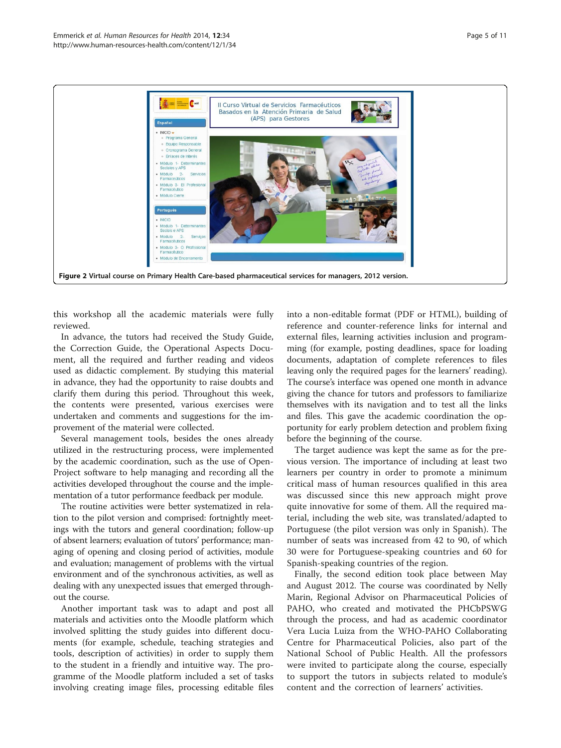**Figure 2 Virtual course on Primary Health Care-based pharmaceutical services for managers, 2012 version.**

this workshop all the academic materials were fully reviewed.

In advance, the tutors had received the Study Guide, the Correction Guide, the Operational Aspects Document, all the required and further reading and videos used as didactic complement. By studying this material in advance, they had the opportunity to raise doubts and clarify them during this period. Throughout this week, the contents were presented, various exercises were undertaken and comments and suggestions for the improvement of the material were collected.

Several management tools, besides the ones already utilized in the restructuring process, were implemented by the academic coordination, such as the use of OpenProject software to help managing and recording all the activities developed throughout the course and the implementation of a tutor performance feedback per module.

The routine activities were better systematized in relation to the pilot version and comprised: fortnightly meetings with the tutors and general coordination; follow-up of absent learners; evaluation of tutors' performance; managing of opening and closing period of activities, module and evaluation; management of problems with the virtual environment and of the synchronous activities, as well as dealing with any unexpected issues that emerged throughout the course.

Another important task was to adapt and post all materials and activities onto the Moodle platform which involved splitting the study guides into different documents (for example, schedule, teaching strategies and tools, description of activities) in order to supply them to the student in a friendly and intuitive way. The programme of the Moodle platform included a set of tasks involving creating image files, processing editable files into a non-editable format (PDF or HTML), building of reference and counter-reference links for internal and external files, learning activities inclusion and programming (for example, posting deadlines, space for loading documents, adaptation of complete references to files leaving only the required pages for the learners' reading). The course's interface was opened one month in advance giving the chance for tutors and professors to familiarize themselves with its navigation and to test all the links and files. This gave the academic coordination the opportunity for early problem detection and problem fixing before the beginning of the course.

The target audience was kept the same as for the previous version. The importance of including at least two learners per country in order to promote a minimum critical mass of human resources qualified in this area was discussed since this new approach might prove quite innovative for some of them. All the required material, including the web site, was translated/adapted to Portuguese (the pilot version was only in Spanish). The number of seats was increased from 42 to 90, of which 30 were for Portuguese-speaking countries and 60 for Spanish-speaking countries of the region.

Finally, the second edition took place between May and August 2012. The course was coordinated by Nelly Marin, Regional Advisor on Pharmaceutical Policies of PAHO, who created and motivated the PHCbPSWG through the process, and had as academic coordinator Vera Lucia Luiza from the WHO-PAHO Collaborating Centre for Pharmaceutical Policies, also part of the National School of Public Health. All the professors were invited to participate along the course, especially to support the tutors in subjects related to module's content and the correction of learners' activities.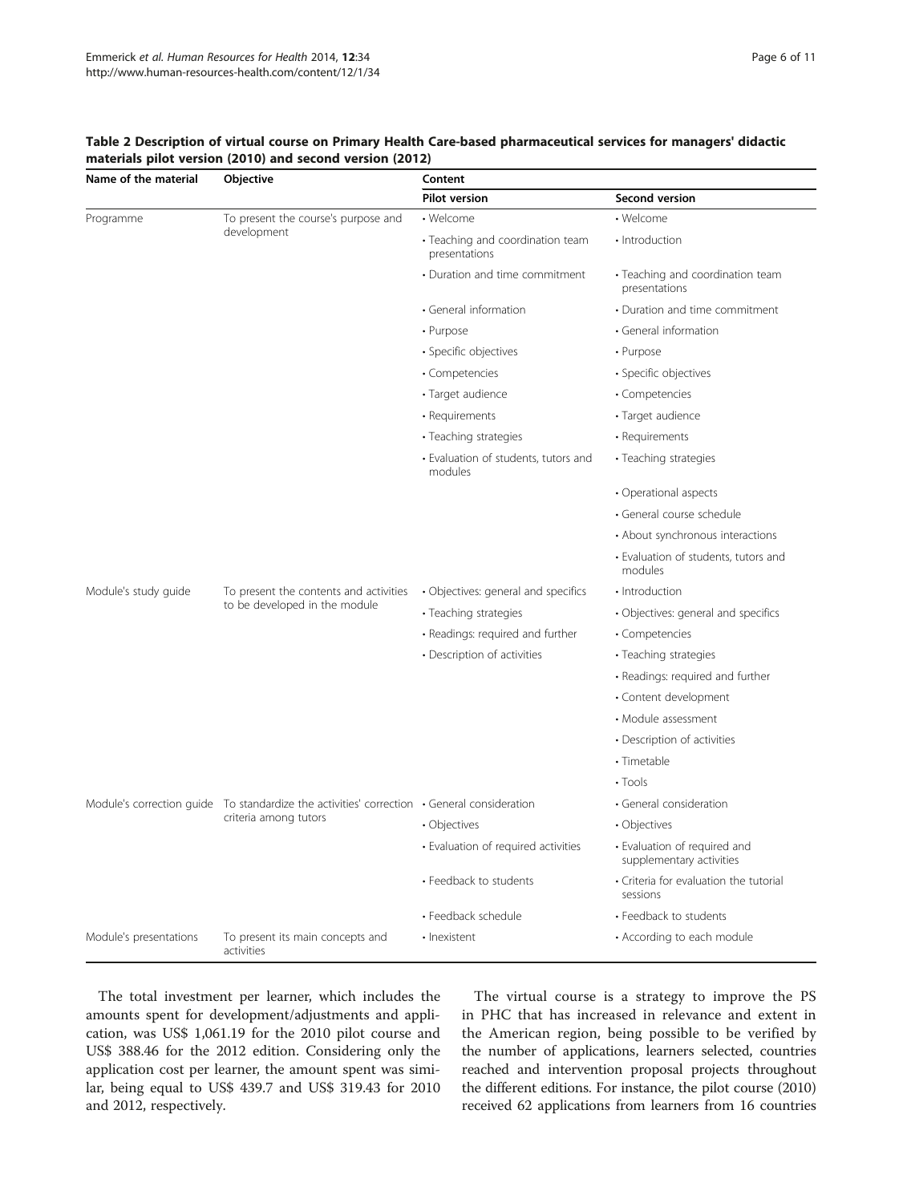**Table 2 Description of virtual course on Primary Health Care-based pharmaceutical services for managers' didactic materials pilot version (2010) and second version (2012)**

| Name of the material | Objective | Content | |
|---|---|---|---|
| | | **Pilot version** | **Second version** |
| Programme | To present the course's purpose and development | • Welcome | • Welcome |
| | | • Teaching and coordination team presentations | • Introduction |
| | | • Duration and time commitment | • Teaching and coordination team presentations |
| | | • General information | • Duration and time commitment |
| | | • Purpose | • General information |
| | | • Specific objectives | • Purpose |
| | | • Competencies | • Specific objectives |
| | | • Target audience | • Competencies |
| | | • Requirements | • Target audience |
| | | • Teaching strategies | • Requirements |
| | | • Evaluation of students, tutors and modules | • Teaching strategies |
| | | | • Operational aspects |
| | | | • General course schedule |
| | | | • About synchronous interactions |
| | | | • Evaluation of students, tutors and modules |
| Module's study guide | To present the contents and activities to be developed in the module | • Objectives: general and specifics | • Introduction |
| | | • Teaching strategies | • Objectives: general and specifics |
| | | • Readings: required and further | • Competencies |
| | | • Description of activities | • Teaching strategies |
| | | | • Readings: required and further |
| | | | • Content development |
| | | | • Module assessment |
| | | | • Description of activities |
| | | | • Timetable |
| | | | • Tools |
| Module's correction guide | To standardize the activities' correction criteria among tutors | • General consideration | • General consideration |
| | | • Objectives | • Objectives |
| | | • Evaluation of required activities | • Evaluation of required and supplementary activities |
| | | • Feedback to students | • Criteria for evaluation the tutorial sessions |
| | | • Feedback schedule | • Feedback to students |
| Module's presentations | To present its main concepts and activities | • Inexistent | • According to each module |

The total investment per learner, which includes the amounts spent for development/adjustments and application, was US$ 1,061.19 for the 2010 pilot course and US$ 388.46 for the 2012 edition. Considering only the application cost per learner, the amount spent was similar, being equal to US$ 439.7 and US$ 319.43 for 2010 and 2012, respectively.

The virtual course is a strategy to improve the PS in PHC that has increased in relevance and extent in the American region, being possible to be verified by the number of applications, learners selected, countries reached and intervention proposal projects throughout the different editions. For instance, the pilot course (2010) received 62 applications from learners from 16 countries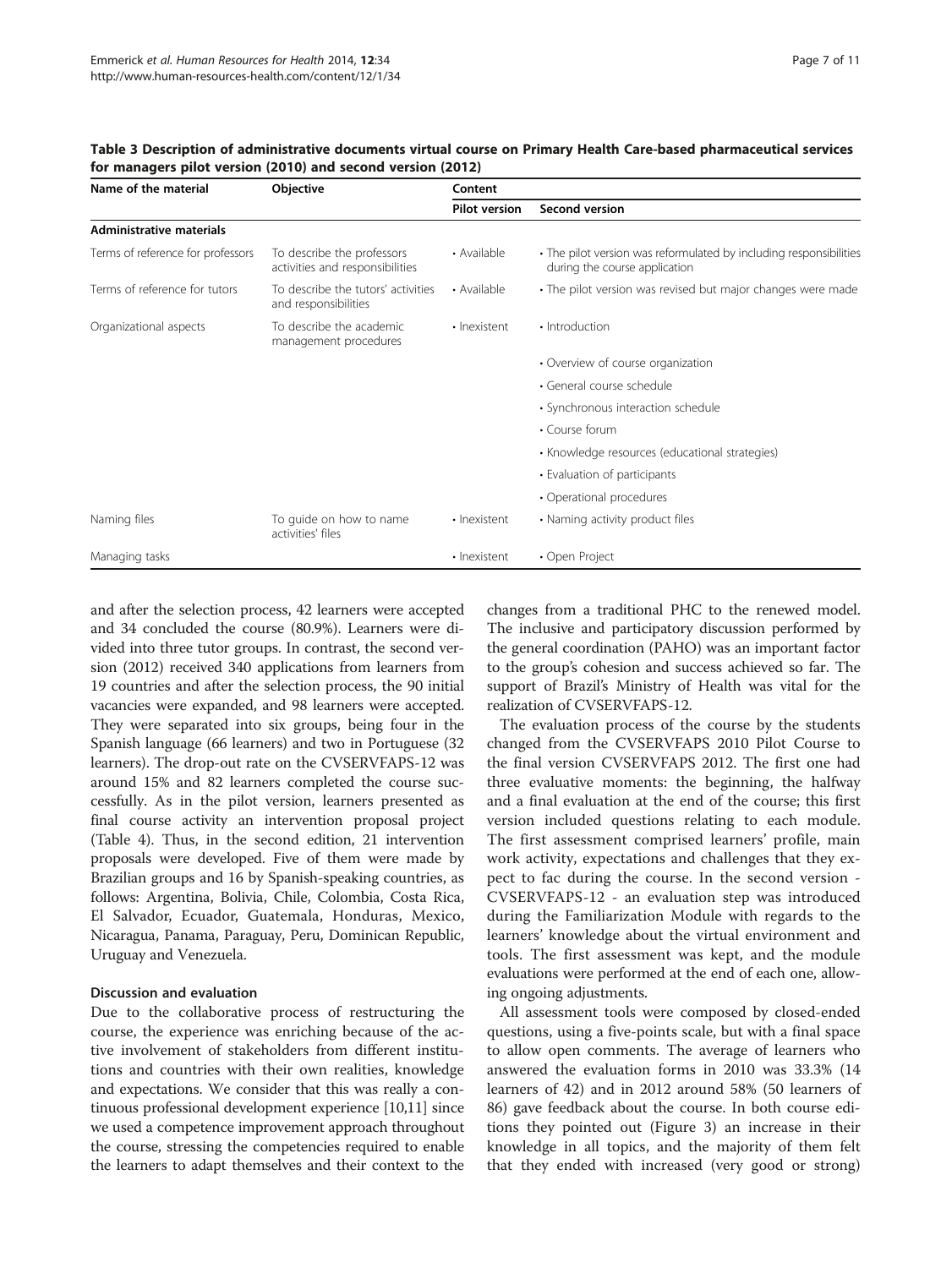**Table 3 Description of administrative documents virtual course on Primary Health Care-based pharmaceutical services for managers pilot version (2010) and second version (2012)**

| Name of the material | Objective | Content | |
|---|---|---|---|
| | | Pilot version | Second version |
| **Administrative materials** | | | |
| Terms of reference for professors | To describe the professors activities and responsibilities | • Available | • The pilot version was reformulated by including responsibilities during the course application |
| Terms of reference for tutors | To describe the tutors' activities and responsibilities | • Available | • The pilot version was revised but major changes were made |
| Organizational aspects | To describe the academic management procedures | • Inexistent | • Introduction |
| | | | • Overview of course organization |
| | | | • General course schedule |
| | | | • Synchronous interaction schedule |
| | | | • Course forum |
| | | | • Knowledge resources (educational strategies) |
| | | | • Evaluation of participants |
| | | | • Operational procedures |
| Naming files | To guide on how to name activities' files | • Inexistent | • Naming activity product files |
| Managing tasks | | • Inexistent | • Open Project |

and after the selection process, 42 learners were accepted and 34 concluded the course (80.9%). Learners were divided into three tutor groups. In contrast, the second version (2012) received 340 applications from learners from 19 countries and after the selection process, the 90 initial vacancies were expanded, and 98 learners were accepted. They were separated into six groups, being four in the Spanish language (66 learners) and two in Portuguese (32 learners). The drop-out rate on the CVSERVFAPS-12 was around 15% and 82 learners completed the course successfully. As in the pilot version, learners presented as final course activity an intervention proposal project (Table 4). Thus, in the second edition, 21 intervention proposals were developed. Five of them were made by Brazilian groups and 16 by Spanish-speaking countries, as follows: Argentina, Bolivia, Chile, Colombia, Costa Rica, El Salvador, Ecuador, Guatemala, Honduras, Mexico, Nicaragua, Panama, Paraguay, Peru, Dominican Republic, Uruguay and Venezuela.

### Discussion and evaluation

Due to the collaborative process of restructuring the course, the experience was enriching because of the active involvement of stakeholders from different institutions and countries with their own realities, knowledge and expectations. We consider that this was really a continuous professional development experience [10,11] since we used a competence improvement approach throughout the course, stressing the competencies required to enable the learners to adapt themselves and their context to the changes from a traditional PHC to the renewed model. The inclusive and participatory discussion performed by the general coordination (PAHO) was an important factor to the group's cohesion and success achieved so far. The support of Brazil's Ministry of Health was vital for the realization of CVSERVFAPS-12.

The evaluation process of the course by the students changed from the CVSERVFAPS 2010 Pilot Course to the final version CVSERVFAPS 2012. The first one had three evaluative moments: the beginning, the halfway and a final evaluation at the end of the course; this first version included questions relating to each module. The first assessment comprised learners' profile, main work activity, expectations and challenges that they expect to fac during the course. In the second version - CVSERVFAPS-12 - an evaluation step was introduced during the Familiarization Module with regards to the learners' knowledge about the virtual environment and tools. The first assessment was kept, and the module evaluations were performed at the end of each one, allowing ongoing adjustments.

All assessment tools were composed by closed-ended questions, using a five-points scale, but with a final space to allow open comments. The average of learners who answered the evaluation forms in 2010 was 33.3% (14 learners of 42) and in 2012 around 58% (50 learners of 86) gave feedback about the course. In both course editions they pointed out (Figure 3) an increase in their knowledge in all topics, and the majority of them felt that they ended with increased (very good or strong)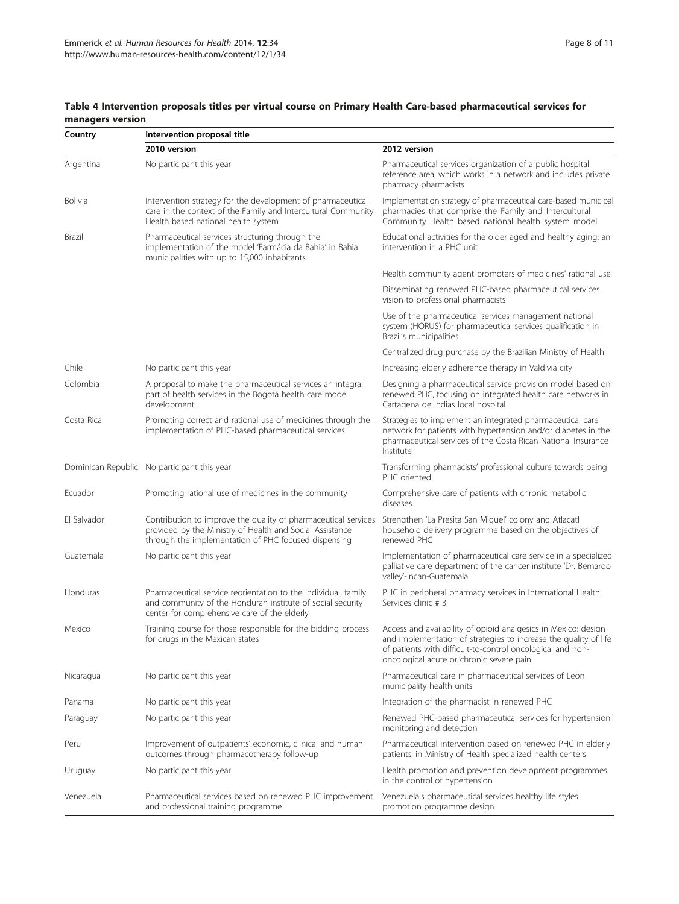**Table 4 Intervention proposals titles per virtual course on Primary Health Care-based pharmaceutical services for managers version**

| Country | Intervention proposal title | |
|---|---|---|
| | **2010 version** | **2012 version** |
| Argentina | No participant this year | Pharmaceutical services organization of a public hospital reference area, which works in a network and includes private pharmacy pharmacists |
| Bolivia | Intervention strategy for the development of pharmaceutical care in the context of the Family and Intercultural Community Health based national health system | Implementation strategy of pharmaceutical care-based municipal pharmacies that comprise the Family and Intercultural Community Health based national health system model |
| Brazil | Pharmaceutical services structuring through the implementation of the model 'Farmácia da Bahia' in Bahia municipalities with up to 15,000 inhabitants | Educational activities for the older aged and healthy aging: an intervention in a PHC unit |
| | | Health community agent promoters of medicines' rational use |
| | | Disseminating renewed PHC-based pharmaceutical services vision to professional pharmacists |
| | | Use of the pharmaceutical services management national system (HORUS) for pharmaceutical services qualification in Brazil's municipalities |
| | | Centralized drug purchase by the Brazilian Ministry of Health |
| Chile | No participant this year | Increasing elderly adherence therapy in Valdivia city |
| Colombia | A proposal to make the pharmaceutical services an integral part of health services in the Bogotá health care model development | Designing a pharmaceutical service provision model based on renewed PHC, focusing on integrated health care networks in Cartagena de Indias local hospital |
| Costa Rica | Promoting correct and rational use of medicines through the implementation of PHC-based pharmaceutical services | Strategies to implement an integrated pharmaceutical care network for patients with hypertension and/or diabetes in the pharmaceutical services of the Costa Rican National Insurance Institute |
| Dominican Republic | No participant this year | Transforming pharmacists' professional culture towards being PHC oriented |
| Ecuador | Promoting rational use of medicines in the community | Comprehensive care of patients with chronic metabolic diseases |
| El Salvador | Contribution to improve the quality of pharmaceutical services provided by the Ministry of Health and Social Assistance through the implementation of PHC focused dispensing | Strengthen 'La Presita San Miguel' colony and Atlacatl household delivery programme based on the objectives of renewed PHC |
| Guatemala | No participant this year | Implementation of pharmaceutical care service in a specialized palliative care department of the cancer institute 'Dr. Bernardo valley'-Incan-Guatemala |
| Honduras | Pharmaceutical service reorientation to the individual, family and community of the Honduran institute of social security center for comprehensive care of the elderly | PHC in peripheral pharmacy services in International Health Services clinic # 3 |
| Mexico | Training course for those responsible for the bidding process for drugs in the Mexican states | Access and availability of opioid analgesics in Mexico: design and implementation of strategies to increase the quality of life of patients with difficult-to-control oncological and non-oncological acute or chronic severe pain |
| Nicaragua | No participant this year | Pharmaceutical care in pharmaceutical services of Leon municipality health units |
| Panama | No participant this year | Integration of the pharmacist in renewed PHC |
| Paraguay | No participant this year | Renewed PHC-based pharmaceutical services for hypertension monitoring and detection |
| Peru | Improvement of outpatients' economic, clinical and human outcomes through pharmacotherapy follow-up | Pharmaceutical intervention based on renewed PHC in elderly patients, in Ministry of Health specialized health centers |
| Uruguay | No participant this year | Health promotion and prevention development programmes in the control of hypertension |
| Venezuela | Pharmaceutical services based on renewed PHC improvement and professional training programme | Venezuela's pharmaceutical services healthy life styles promotion programme design |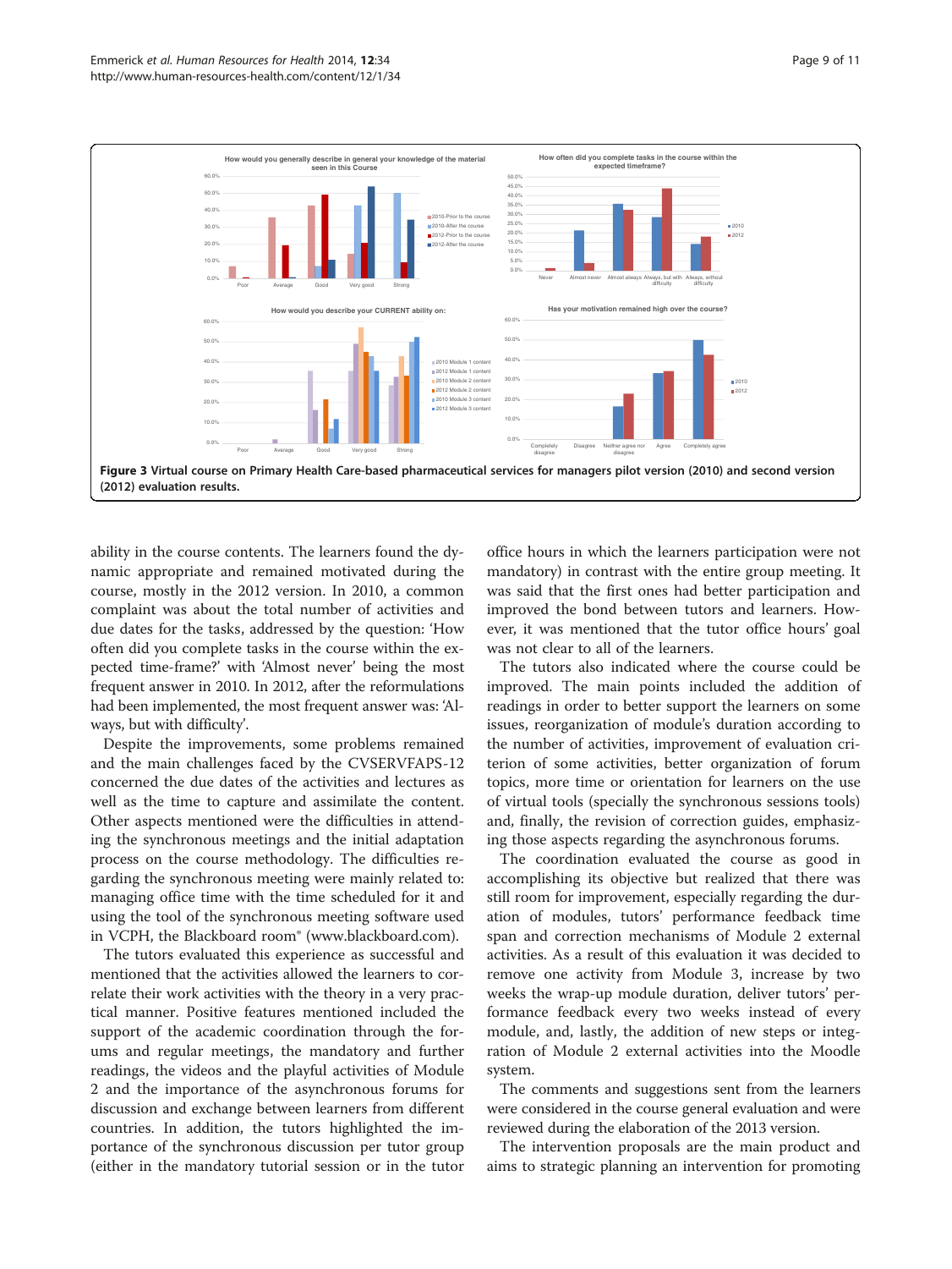How would you generally describe in general your knowledge of the material seen in this Course

60.0%
50.0%
40.0%
30.0%
20.0%
10.0%
0.0%

Poor
Average
Good
Very good
Strong

2010-Prior to the course
2010-After the course
2012-Prior to the course
2012-After the course

How often did you complete tasks in the course within the expected timeframe?

50.0%
45.0%
40.0%
35.0%
30.0%
25.0%
20.0%
15.0%
10.0%
5.0%
0.0%

Never
Almost never
Almost always
Always, but with difficulty
Always, without difficulty

2010
2012

How would you describe your CURRENT ability on:

60.0%
50.0%
40.0%
30.0%
20.0%
10.0%
0.0%

Poor
Average
Good
Very good
Strong

2010 Module 1 content
2012 Module 1 content
2010 Module 2 content
2012 Module 2 content
2010 Module 3 content
2012 Module 3 content

Has your motivation remained high over the course?

60.0%
50.0%
40.0%
30.0%
20.0%
10.0%
0.0%

Completely disagree
Disagree
Neither agree nor disagree
Agree
Completely agree

2010
2012

**Figure 3** Virtual course on Primary Health Care-based pharmaceutical services for managers pilot version (2010) and second version (2012) evaluation results.

ability in the course contents. The learners found the dynamic appropriate and remained motivated during the course, mostly in the 2012 version. In 2010, a common complaint was about the total number of activities and due dates for the tasks, addressed by the question: 'How often did you complete tasks in the course within the expected time-frame?' with 'Almost never' being the most frequent answer in 2010. In 2012, after the reformulations had been implemented, the most frequent answer was: 'Always, but with difficulty'.

Despite the improvements, some problems remained and the main challenges faced by the CVSERVFAPS-12 concerned the due dates of the activities and lectures as well as the time to capture and assimilate the content. Other aspects mentioned were the difficulties in attending the synchronous meetings and the initial adaptation process on the course methodology. The difficulties regarding the synchronous meeting were mainly related to: managing office time with the time scheduled for it and using the tool of the synchronous meeting software used in VCPH, the Blackboard room® (www.blackboard.com).

The tutors evaluated this experience as successful and mentioned that the activities allowed the learners to correlate their work activities with the theory in a very practical manner. Positive features mentioned included the support of the academic coordination through the forums and regular meetings, the mandatory and further readings, the videos and the playful activities of Module 2 and the importance of the asynchronous forums for discussion and exchange between learners from different countries. In addition, the tutors highlighted the importance of the synchronous discussion per tutor group (either in the mandatory tutorial session or in the tutor office hours in which the learners participation were not mandatory) in contrast with the entire group meeting. It was said that the first ones had better participation and improved the bond between tutors and learners. However, it was mentioned that the tutor office hours' goal was not clear to all of the learners.

The tutors also indicated where the course could be improved. The main points included the addition of readings in order to better support the learners on some issues, reorganization of module's duration according to the number of activities, improvement of evaluation criterion of some activities, better organization of forum topics, more time or orientation for learners on the use of virtual tools (specially the synchronous sessions tools) and, finally, the revision of correction guides, emphasizing those aspects regarding the asynchronous forums.

The coordination evaluated the course as good in accomplishing its objective but realized that there was still room for improvement, especially regarding the duration of modules, tutors' performance feedback time span and correction mechanisms of Module 2 external activities. As a result of this evaluation it was decided to remove one activity from Module 3, increase by two weeks the wrap-up module duration, deliver tutors' performance feedback every two weeks instead of every module, and, lastly, the addition of new steps or integration of Module 2 external activities into the Moodle system.

The comments and suggestions sent from the learners were considered in the course general evaluation and were reviewed during the elaboration of the 2013 version.

The intervention proposals are the main product and aims to strategic planning an intervention for promoting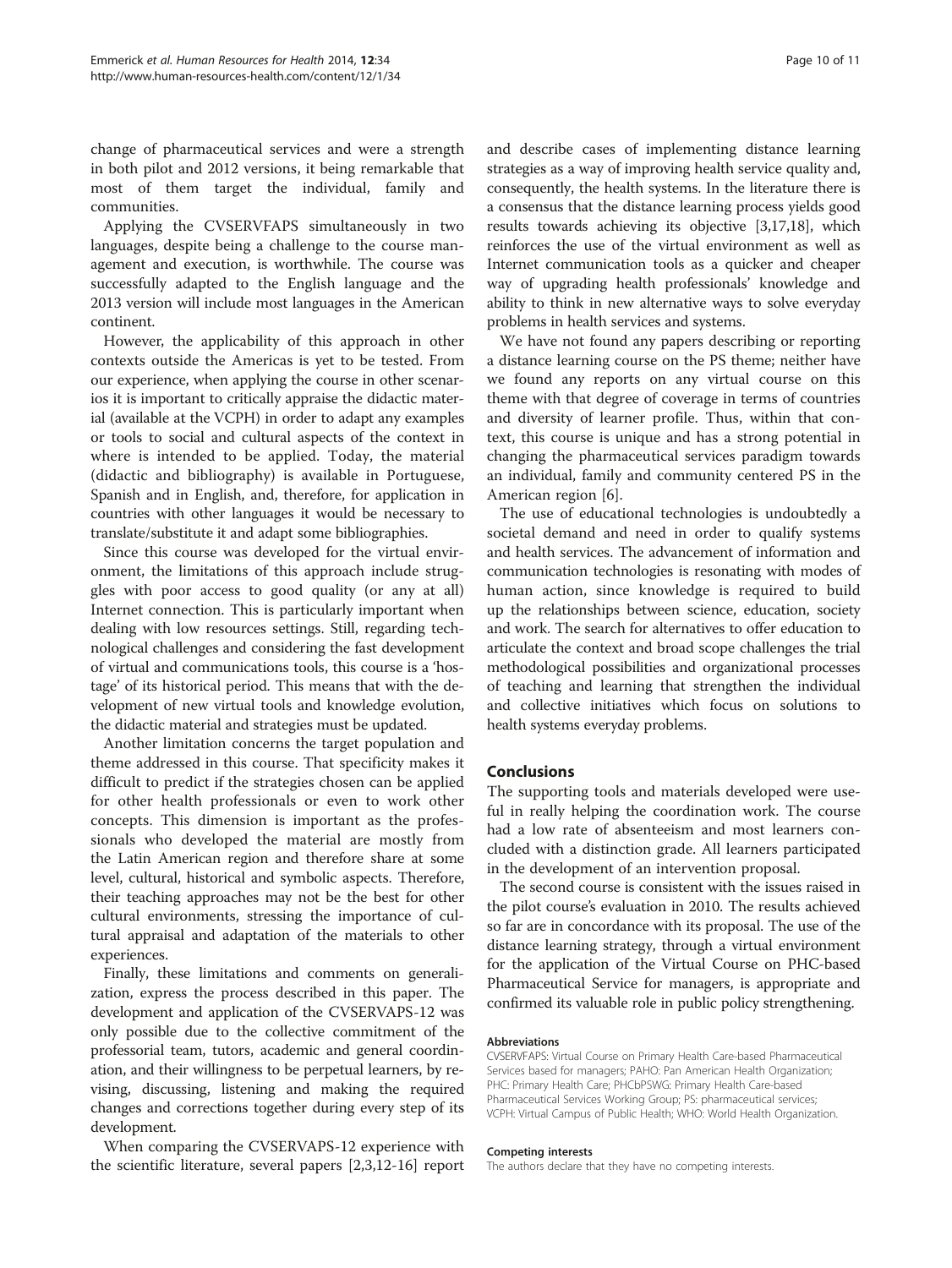change of pharmaceutical services and were a strength in both pilot and 2012 versions, it being remarkable that most of them target the individual, family and communities.

Applying the CVSERVFAPS simultaneously in two languages, despite being a challenge to the course management and execution, is worthwhile. The course was successfully adapted to the English language and the 2013 version will include most languages in the American continent.

However, the applicability of this approach in other contexts outside the Americas is yet to be tested. From our experience, when applying the course in other scenarios it is important to critically appraise the didactic material (available at the VCPH) in order to adapt any examples or tools to social and cultural aspects of the context in where is intended to be applied. Today, the material (didactic and bibliography) is available in Portuguese, Spanish and in English, and, therefore, for application in countries with other languages it would be necessary to translate/substitute it and adapt some bibliographies.

Since this course was developed for the virtual environment, the limitations of this approach include struggles with poor access to good quality (or any at all) Internet connection. This is particularly important when dealing with low resources settings. Still, regarding technological challenges and considering the fast development of virtual and communications tools, this course is a 'hostage' of its historical period. This means that with the development of new virtual tools and knowledge evolution, the didactic material and strategies must be updated.

Another limitation concerns the target population and theme addressed in this course. That specificity makes it difficult to predict if the strategies chosen can be applied for other health professionals or even to work other concepts. This dimension is important as the professionals who developed the material are mostly from the Latin American region and therefore share at some level, cultural, historical and symbolic aspects. Therefore, their teaching approaches may not be the best for other cultural environments, stressing the importance of cultural appraisal and adaptation of the materials to other experiences.

Finally, these limitations and comments on generalization, express the process described in this paper. The development and application of the CVSERVAPS-12 was only possible due to the collective commitment of the professorial team, tutors, academic and general coordination, and their willingness to be perpetual learners, by revising, discussing, listening and making the required changes and corrections together during every step of its development.

When comparing the CVSERVAPS-12 experience with the scientific literature, several papers [2,3,12-16] report and describe cases of implementing distance learning strategies as a way of improving health service quality and, consequently, the health systems. In the literature there is a consensus that the distance learning process yields good results towards achieving its objective [3,17,18], which reinforces the use of the virtual environment as well as Internet communication tools as a quicker and cheaper way of upgrading health professionals' knowledge and ability to think in new alternative ways to solve everyday problems in health services and systems.

We have not found any papers describing or reporting a distance learning course on the PS theme; neither have we found any reports on any virtual course on this theme with that degree of coverage in terms of countries and diversity of learner profile. Thus, within that context, this course is unique and has a strong potential in changing the pharmaceutical services paradigm towards an individual, family and community centered PS in the American region [6].

The use of educational technologies is undoubtedly a societal demand and need in order to qualify systems and health services. The advancement of information and communication technologies is resonating with modes of human action, since knowledge is required to build up the relationships between science, education, society and work. The search for alternatives to offer education to articulate the context and broad scope challenges the trial methodological possibilities and organizational processes of teaching and learning that strengthen the individual and collective initiatives which focus on solutions to health systems everyday problems.

## Conclusions

The supporting tools and materials developed were useful in really helping the coordination work. The course had a low rate of absenteeism and most learners concluded with a distinction grade. All learners participated in the development of an intervention proposal.

The second course is consistent with the issues raised in the pilot course's evaluation in 2010. The results achieved so far are in concordance with its proposal. The use of the distance learning strategy, through a virtual environment for the application of the Virtual Course on PHC-based Pharmaceutical Service for managers, is appropriate and confirmed its valuable role in public policy strengthening.

#### Abbreviations

CVSERVFAPS: Virtual Course on Primary Health Care-based Pharmaceutical Services based for managers; PAHO: Pan American Health Organization; PHC: Primary Health Care; PHCbPSWG: Primary Health Care-based Pharmaceutical Services Working Group; PS: pharmaceutical services; VCPH: Virtual Campus of Public Health; WHO: World Health Organization.

#### Competing interests

The authors declare that they have no competing interests.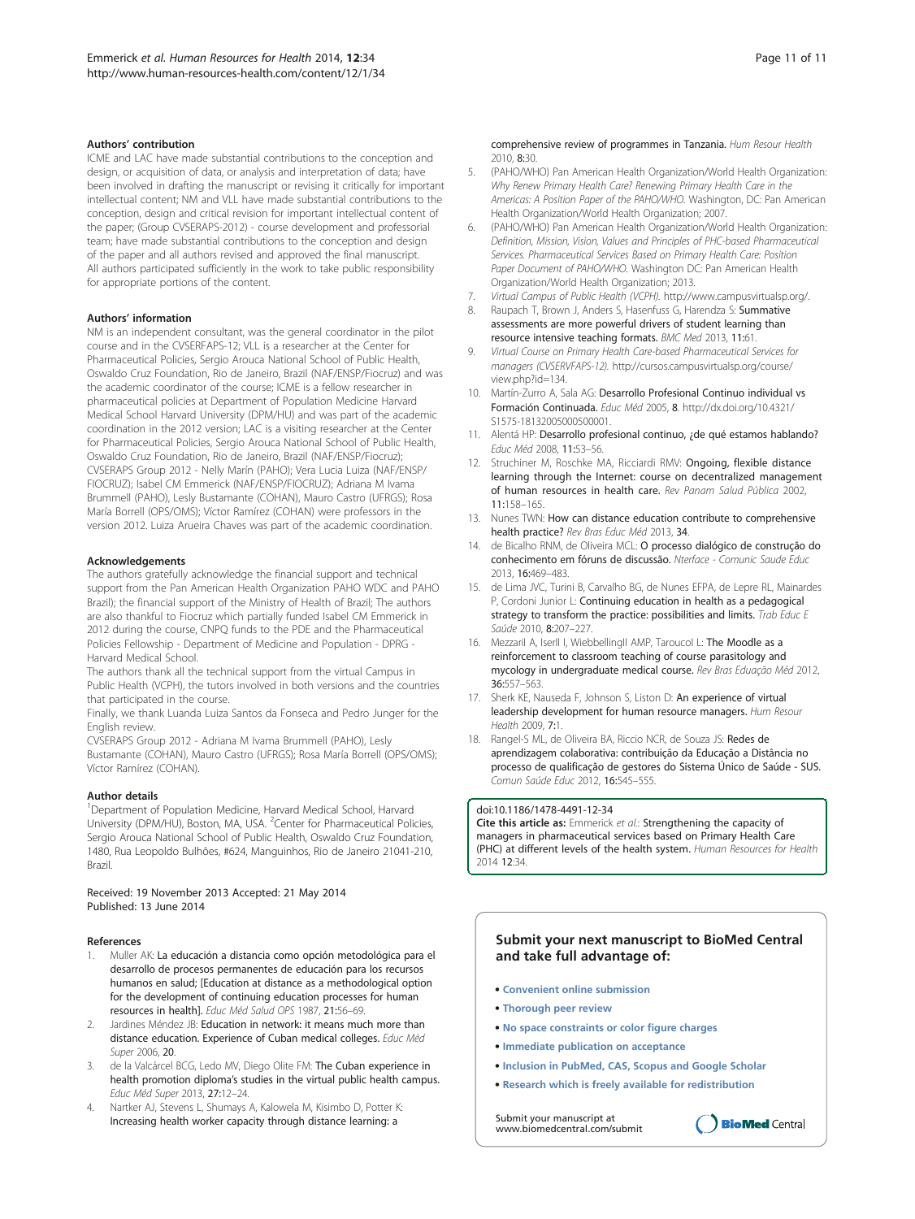### Authors' contribution

ICME and LAC have made substantial contributions to the conception and design, or acquisition of data, or analysis and interpretation of data; have been involved in drafting the manuscript or revising it critically for important intellectual content; NM and VLL have made substantial contributions to the conception, design and critical revision for important intellectual content of the paper; (Group CVSERAPS-2012) - course development and professorial team; have made substantial contributions to the conception and design of the paper and all authors revised and approved the final manuscript. All authors participated sufficiently in the work to take public responsibility for appropriate portions of the content.

### Authors' information

NM is an independent consultant, was the general coordinator in the pilot course and in the CVSERFAPS-12; VLL is a researcher at the Center for Pharmaceutical Policies, Sergio Arouca National School of Public Health, Oswaldo Cruz Foundation, Rio de Janeiro, Brazil (NAF/ENSP/Fiocruz) and was the academic coordinator of the course; ICME is a fellow researcher in pharmaceutical policies at Department of Population Medicine Harvard Medical School Harvard University (DPM/HU) and was part of the academic coordination in the 2012 version; LAC is a visiting researcher at the Center for Pharmaceutical Policies, Sergio Arouca National School of Public Health, Oswaldo Cruz Foundation, Rio de Janeiro, Brazil (NAF/ENSP/Fiocruz); CVSERAPS Group 2012 - Nelly Marín (PAHO); Vera Lucia Luiza (NAF/ENSP/FIOCRUZ); Isabel CM Emmerick (NAF/ENSP/FIOCRUZ); Adriana M Ivama Brummell (PAHO), Lesly Bustamante (COHAN), Mauro Castro (UFRGS); Rosa María Borrell (OPS/OMS); Víctor Ramírez (COHAN) were professors in the version 2012. Luiza Arueira Chaves was part of the academic coordination.

### Acknowledgements

The authors gratefully acknowledge the financial support and technical support from the Pan American Health Organization PAHO WDC and PAHO Brazil); the financial support of the Ministry of Health of Brazil; The authors are also thankful to Fiocruz which partially funded Isabel CM Emmerick in 2012 during the course, CNPQ funds to the PDE and the Pharmaceutical Policies Fellowship - Department of Medicine and Population - DPRG - Harvard Medical School.

The authors thank all the technical support from the virtual Campus in Public Health (VCPH), the tutors involved in both versions and the countries that participated in the course.

Finally, we thank Luanda Luiza Santos da Fonseca and Pedro Junger for the English review.

CVSERAPS Group 2012 - Adriana M Ivama Brummell (PAHO), Lesly Bustamante (COHAN), Mauro Castro (UFRGS); Rosa María Borrell (OPS/OMS); Víctor Ramírez (COHAN).

### Author details

[1]Department of Population Medicine, Harvard Medical School, Harvard University (DPM/HU), Boston, MA, USA. [2]Center for Pharmaceutical Policies, Sergio Arouca National School of Public Health, Oswaldo Cruz Foundation, 1480, Rua Leopoldo Bulhões, #624, Manguinhos, Rio de Janeiro 21041-210, Brazil.

Received: 19 November 2013 Accepted: 21 May 2014
Published: 13 June 2014

### References

1. Muller AK: **La educación a distancia como opción metodológica para el desarrollo de procesos permanentes de educación para los recursos humanos en salud; [Education at distance as a methodological option for the development of continuing education processes for human resources in health].** *Educ Méd Salud OPS* 1987, **21**:56–69.
2. Jardines Méndez JB: **Education in network: it means much more than distance education. Experience of Cuban medical colleges.** *Educ Méd Super* 2006, **20**.
3. de la Valcárcel BCG, Ledo MV, Diego Olite FM: **The Cuban experience in health promotion diploma's studies in the virtual public health campus.** *Educ Méd Super* 2013, **27**:12–24.
4. Nartker AJ, Stevens L, Shumays A, Kalowela M, Kisimbo D, Potter K: **Increasing health worker capacity through distance learning: a comprehensive review of programmes in Tanzania.** *Hum Resour Health* 2010, **8**:30.
5. (PAHO/WHO) Pan American Health Organization/World Health Organization: *Why Renew Primary Health Care? Renewing Primary Health Care in the Americas: A Position Paper of the PAHO/WHO.* Washington, DC: Pan American Health Organization/World Health Organization; 2007.
6. (PAHO/WHO) Pan American Health Organization/World Health Organization: *Definition, Mission, Vision, Values and Principles of PHC-based Pharmaceutical Services. Pharmaceutical Services Based on Primary Health Care: Position Paper Document of PAHO/WHO.* Washington DC: Pan American Health Organization/World Health Organization; 2013.
7. *Virtual Campus of Public Health (VCPH).* http://www.campusvirtualsp.org/.
8. Raupach T, Brown J, Anders S, Hasenfuss G, Harendza S: **Summative assessments are more powerful drivers of student learning than resource intensive teaching formats.** *BMC Med* 2013, **11**:61.
9. *Virtual Course on Primary Health Care-based Pharmaceutical Services for managers (CVSERVFAPS-12).* http://cursos.campusvirtualsp.org/course/view.php?id=134.
10. Martín-Zurro A, Sala AG: **Desarrollo Profesional Continuo individual vs Formación Continuada.** *Educ Méd* 2005, **8**. http://dx.doi.org/10.4321/S1575-18132005000500001.
11. Alentá HP: **Desarrollo profesional continuo, ¿de qué estamos hablando?** *Educ Méd* 2008, **11**:53–56.
12. Struchiner M, Roschke MA, Ricciardi RMV: **Ongoing, flexible distance learning through the Internet: course on decentralized management of human resources in health care.** *Rev Panam Salud Pública* 2002, **11**:158–165.
13. Nunes TWN: **How can distance education contribute to comprehensive health practice?** *Rev Bras Educ Méd* 2013, **34**.
14. de Bicalho RNM, de Oliveira MCL: **O processo dialógico de construção do conhecimento em fóruns de discussão.** *Nterface - Comunic Saude Educ* 2013, **16**:469–483.
15. de Lima JVC, Turini B, Carvalho BG, de Nunes EFPA, de Lepre RL, Mainardes P, Cordoni Junior L: **Continuing education in health as a pedagogical strategy to transform the practice: possibilities and limits.** *Trab Educ E Saúde* 2010, **8**:207–227.
16. Mezzaril A, Iserll I, WiebbellingII AMP, Taroucol L: **The Moodle as a reinforcement to classroom teaching of course parasitology and mycology in undergraduate medical course.** *Rev Bras Educação Méd* 2012, **36**:557–563.
17. Sherk KE, Nauseda F, Johnson S, Liston D: **An experience of virtual leadership development for human resource managers.** *Hum Resour Health* 2009, **7**:1.
18. Rangel-S ML, de Oliveira BA, Riccio NCR, de Souza JS: **Redes de aprendizagem colaborativa: contribuição da Educação a Distância no processo de qualificação de gestores do Sistema Único de Saúde - SUS.** *Comun Saúde Educ* 2012, **16**:545–555.

doi:10.1186/1478-4491-12-34

**Cite this article as:** Emmerick *et al.*: Strengthening the capacity of managers in pharmaceutical services based on Primary Health Care (PHC) at different levels of the health system. *Human Resources for Health* 2014 **12**:34.

**Submit your next manuscript to BioMed Central and take full advantage of:**

- **Convenient online submission**
- **Thorough peer review**
- **No space constraints or color figure charges**
- **Immediate publication on acceptance**
- **Inclusion in PubMed, CAS, Scopus and Google Scholar**
- **Research which is freely available for redistribution**

Submit your manuscript at www.biomedcentral.com/submit

BioMed Central